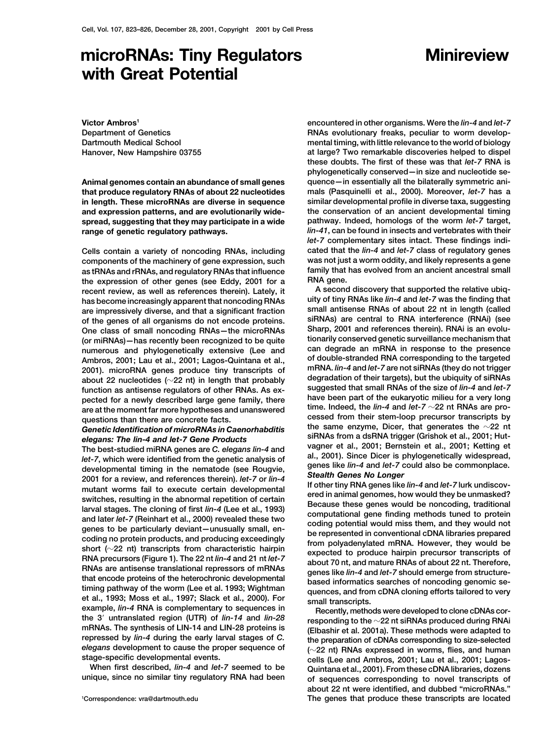# microRNAs: Tiny Regulators with Great Potential

**Minireview**

**Victor Ambros**[1]
Department of Genetics
Dartmouth Medical School
Hanover, New Hampshire 03755

**Animal genomes contain an abundance of small genes that produce regulatory RNAs of about 22 nucleotides in length. These microRNAs are diverse in sequence and expression patterns, and are evolutionarily widespread, suggesting that they may participate in a wide range of genetic regulatory pathways.**

Cells contain a variety of noncoding RNAs, including components of the machinery of gene expression, such as tRNAs and rRNAs, and regulatory RNAs that influence the expression of other genes (see Eddy, 2001 for a recent review, as well as references therein). Lately, it has become increasingly apparent that noncoding RNAs are impressively diverse, and that a significant fraction of the genes of all organisms do not encode proteins. One class of small noncoding RNAs—the microRNAs (or miRNAs)—has recently been recognized to be quite numerous and phylogenetically extensive (Lee and Ambros, 2001; Lau et al., 2001; Lagos-Quintana et al., 2001). microRNA genes produce tiny transcripts of about 22 nucleotides (~22 nt) in length that probably function as antisense regulators of other RNAs. As expected for a newly described large gene family, there are at the moment far more hypotheses and unanswered questions than there are concrete facts.

### *Genetic Identification of microRNAs in Caenorhabditis elegans: The lin-4 and let-7 Gene Products*

The best-studied miRNA genes are *C. elegans lin-4* and *let-7*, which were identified from the genetic analysis of developmental timing in the nematode (see Rougvie, 2001 for a review, and references therein). *let-7* or *lin-4* mutant worms fail to execute certain developmental switches, resulting in the abnormal repetition of certain larval stages. The cloning of first *lin-4* (Lee et al., 1993) and later *let-7* (Reinhart et al., 2000) revealed these two genes to be particularly deviant—unusually small, encoding no protein products, and producing exceedingly short (~22 nt) transcripts from characteristic hairpin RNA precursors (Figure 1). The 22 nt *lin-4* and 21 nt *let-7* RNAs are antisense translational repressors of mRNAs that encode proteins of the heterochronic developmental timing pathway of the worm (Lee et al. 1993; Wightman et al., 1993; Moss et al., 1997; Slack et al., 2000). For example, *lin-4* RNA is complementary to sequences in the 3′ untranslated region (UTR) of *lin-14* and *lin-28* mRNAs. The synthesis of LIN-14 and LIN-28 proteins is repressed by *lin-4* during the early larval stages of *C. elegans* development to cause the proper sequence of stage-specific developmental events.

When first described, *lin-4* and *let-7* seemed to be unique, since no similar tiny regulatory RNA had been encountered in other organisms. Were the *lin-4* and *let-7* RNAs evolutionary freaks, peculiar to worm developmental timing, with little relevance to the world of biology at large? Two remarkable discoveries helped to dispel these doubts. The first of these was that *let-7* RNA is phylogenetically conserved—in size and nucleotide sequence—in essentially all the bilaterally symmetric animals (Pasquinelli et al., 2000). Moreover, *let-7* has a similar developmental profile in diverse taxa, suggesting the conservation of an ancient developmental timing pathway. Indeed, homologs of the worm *let-7* target, *lin-41*, can be found in insects and vertebrates with their *let-7* complementary sites intact. These findings indicated that the *lin-4* and *let-7* class of regulatory genes was not just a worm oddity, and likely represents a gene family that has evolved from an ancient ancestral small RNA gene.

A second discovery that supported the relative ubiquity of tiny RNAs like *lin-4* and *let-7* was the finding that small antisense RNAs of about 22 nt in length (called siRNAs) are central to RNA interference (RNAi) (see Sharp, 2001 and references therein). RNAi is an evolutionarily conserved genetic surveillance mechanism that can degrade an mRNA in response to the presence of double-stranded RNA corresponding to the targeted mRNA. *lin-4* and *let-7* are not siRNAs (they do not trigger degradation of their targets), but the ubiquity of siRNAs suggested that small RNAs of the size of *lin-4* and *let-7* have been part of the eukaryotic milieu for a very long time. Indeed, the *lin-4* and *let-7* ~22 nt RNAs are processed from their stem-loop precursor transcripts by the same enzyme, Dicer, that generates the ~22 nt siRNAs from a dsRNA trigger (Grishok et al., 2001; Hutvagner et al., 2001; Bernstein et al., 2001; Ketting et al., 2001). Since Dicer is phylogenetically widespread, genes like *lin-4* and *let-7* could also be commonplace.

### *Stealth Genes No Longer*

If other tiny RNA genes like *lin-4* and *let-7* lurk undiscovered in animal genomes, how would they be unmasked? Because these genes would be noncoding, traditional computational gene finding methods tuned to protein coding potential would miss them, and they would not be represented in conventional cDNA libraries prepared from polyadenylated mRNA. However, they would be expected to produce hairpin precursor transcripts of about 70 nt, and mature RNAs of about 22 nt. Therefore, genes like *lin-4* and *let-7* should emerge from structure-based informatics searches of noncoding genomic sequences, and from cDNA cloning efforts tailored to very small transcripts.

Recently, methods were developed to clone cDNAs corresponding to the ~22 nt siRNAs produced during RNAi (Elbashir et al. 2001a). These methods were adapted to the preparation of cDNAs corresponding to size-selected (~22 nt) RNAs expressed in worms, flies, and human cells (Lee and Ambros, 2001; Lau et al., 2001; Lagos-Quintana et al., 2001). From these cDNA libraries, dozens of sequences corresponding to novel transcripts of about 22 nt were identified, and dubbed "microRNAs." The genes that produce these transcripts are located

[1]Correspondence: vra@dartmouth.edu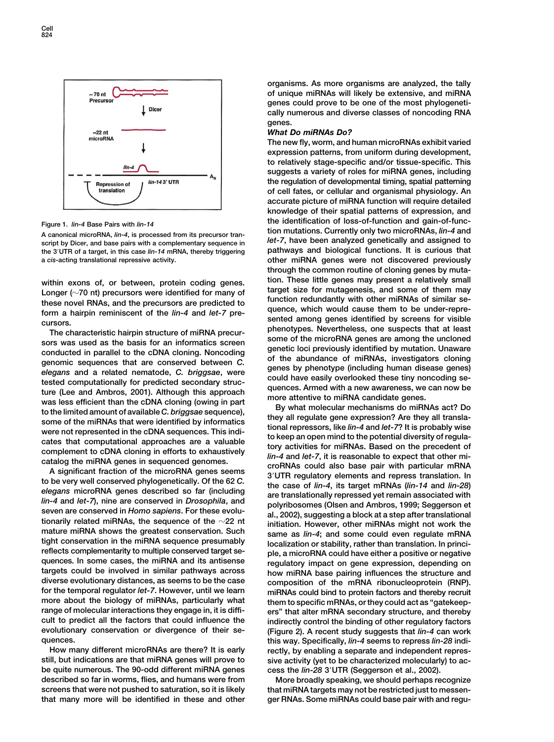Figure 1. *lin-4* Base Pairs with *lin-14*

A canonical microRNA, *lin-4*, is processed from its precursor transcript by Dicer, and base pairs with a complementary sequence in the 3′UTR of a target, in this case *lin-14* mRNA, thereby triggering a *cis*-acting translational repressive activity.

within exons of, or between, protein coding genes. Longer (∼70 nt) precursors were identified for many of these novel RNAs, and the precursors are predicted to form a hairpin reminiscent of the *lin-4* and *let-7* precursors.

The characteristic hairpin structure of miRNA precursors was used as the basis for an informatics screen conducted in parallel to the cDNA cloning. Noncoding genomic sequences that are conserved between *C. elegans* and a related nematode, *C. briggsae*, were tested computationally for predicted secondary structure (Lee and Ambros, 2001). Although this approach was less efficient than the cDNA cloning (owing in part to the limited amount of available *C. briggsae* sequence), some of the miRNAs that were identified by informatics were not represented in the cDNA sequences. This indicates that computational approaches are a valuable complement to cDNA cloning in efforts to exhaustively catalog the miRNA genes in sequenced genomes.

A significant fraction of the microRNA genes seems to be very well conserved phylogenetically. Of the 62 *C. elegans* microRNA genes described so far (including *lin-4* and *let-7*), nine are conserved in *Drosophila*, and seven are conserved in *Homo sapiens*. For these evolutionarily related miRNAs, the sequence of the ∼22 nt mature miRNA shows the greatest conservation. Such tight conservation in the miRNA sequence presumably reflects complementarity to multiple conserved target sequences. In some cases, the miRNA and its antisense targets could be involved in similar pathways across diverse evolutionary distances, as seems to be the case for the temporal regulator *let-7*. However, until we learn more about the biology of miRNAs, particularly what range of molecular interactions they engage in, it is difficult to predict all the factors that could influence the evolutionary conservation or divergence of their sequences.

How many different microRNAs are there? It is early still, but indications are that miRNA genes will prove to be quite numerous. The 90-odd different miRNA genes described so far in worms, flies, and humans were from screens that were not pushed to saturation, so it is likely that many more will be identified in these and other organisms. As more organisms are analyzed, the tally of unique miRNAs will likely be extensive, and miRNA genes could prove to be one of the most phylogenetically numerous and diverse classes of noncoding RNA genes.

***What Do miRNAs Do?***

The new fly, worm, and human microRNAs exhibit varied expression patterns, from uniform during development, to relatively stage-specific and/or tissue-specific. This suggests a variety of roles for miRNA genes, including the regulation of developmental timing, spatial patterning of cell fates, or cellular and organismal physiology. An accurate picture of miRNA function will require detailed knowledge of their spatial patterns of expression, and the identification of loss-of-function and gain-of-function mutations. Currently only two microRNAs, *lin-4* and *let-7*, have been analyzed genetically and assigned to pathways and biological functions. It is curious that other miRNA genes were not discovered previously through the common routine of cloning genes by mutation. These little genes may present a relatively small target size for mutagenesis, and some of them may function redundantly with other miRNAs of similar sequence, which would cause them to be under-represented among genes identified by screens for visible phenotypes. Nevertheless, one suspects that at least some of the microRNA genes are among the uncloned genetic loci previously identified by mutation. Unaware of the abundance of miRNAs, investigators cloning genes by phenotype (including human disease genes) could have easily overlooked these tiny noncoding sequences. Armed with a new awareness, we can now be more attentive to miRNA candidate genes.

By what molecular mechanisms do miRNAs act? Do they all regulate gene expression? Are they all translational repressors, like *lin-4* and *let-7*? It is probably wise to keep an open mind to the potential diversity of regulatory activities for miRNAs. Based on the precedent of *lin-4* and *let-7*, it is reasonable to expect that other microRNAs could also base pair with particular mRNA 3′UTR regulatory elements and repress translation. In the case of *lin-4*, its target mRNAs (*lin-14* and *lin-28*) are translationally repressed yet remain associated with polyribosomes (Olsen and Ambros, 1999; Seggerson et al., 2002), suggesting a block at a step after translational initiation. However, other miRNAs might not work the same as *lin-4*; and some could even regulate mRNA localization or stability, rather than translation. In principle, a microRNA could have either a positive or negative regulatory impact on gene expression, depending on how miRNA base pairing influences the structure and composition of the mRNA ribonucleoprotein (RNP). miRNAs could bind to protein factors and thereby recruit them to specific mRNAs, or they could act as "gatekeepers" that alter mRNA secondary structure, and thereby indirectly control the binding of other regulatory factors (Figure 2). A recent study suggests that *lin-4* can work this way. Specifically, *lin-4* seems to repress *lin-28* indirectly, by enabling a separate and independent repressive activity (yet to be characterized molecularly) to access the *lin-28* 3′UTR (Seggerson et al., 2002).

More broadly speaking, we should perhaps recognize that miRNA targets may not be restricted just to messenger RNAs. Some miRNAs could base pair with and regu-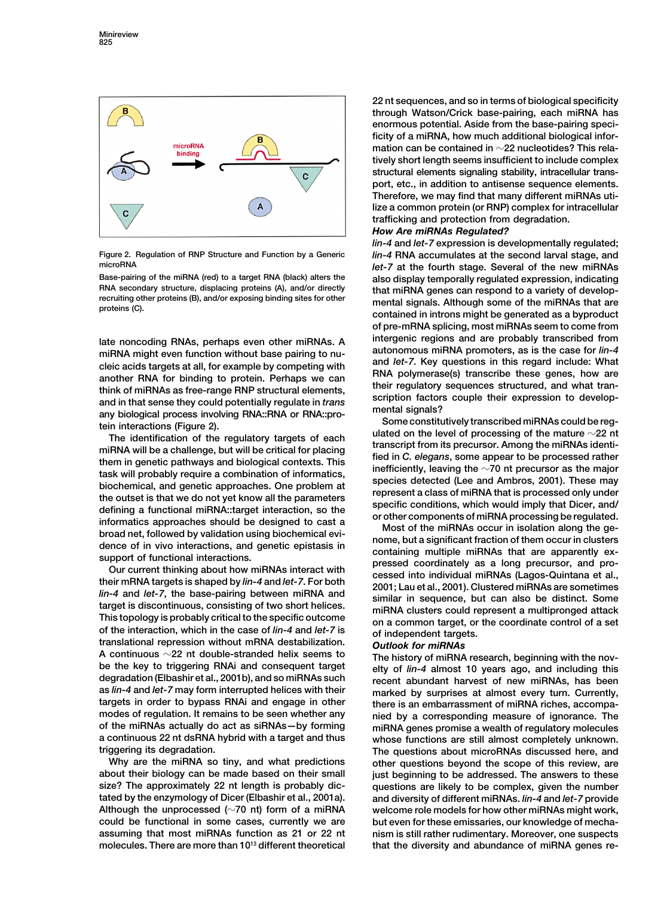Figure 2. Regulation of RNP Structure and Function by a Generic microRNA

Base-pairing of the miRNA (red) to a target RNA (black) alters the RNA secondary structure, displacing proteins (A), and/or directly recruiting other proteins (B), and/or exposing binding sites for other proteins (C).

late noncoding RNAs, perhaps even other miRNAs. A miRNA might even function without base pairing to nucleic acids targets at all, for example by competing with another RNA for binding to protein. Perhaps we can think of miRNAs as free-range RNP structural elements, and in that sense they could potentially regulate in *trans* any biological process involving RNA::RNA or RNA::protein interactions (Figure 2).

The identification of the regulatory targets of each miRNA will be a challenge, but will be critical for placing them in genetic pathways and biological contexts. This task will probably require a combination of informatics, biochemical, and genetic approaches. One problem at the outset is that we do not yet know all the parameters defining a functional miRNA::target interaction, so the informatics approaches should be designed to cast a broad net, followed by validation using biochemical evidence of in vivo interactions, and genetic epistasis in support of functional interactions.

Our current thinking about how miRNAs interact with their mRNA targets is shaped by *lin-4* and *let-7*. For both *lin-4* and *let-7*, the base-pairing between miRNA and target is discontinuous, consisting of two short helices. This topology is probably critical to the specific outcome of the interaction, which in the case of *lin-4* and *let-7* is translational repression without mRNA destabilization. A continuous ~22 nt double-stranded helix seems to be the key to triggering RNAi and consequent target degradation (Elbashir et al., 2001b), and so miRNAs such as *lin-4* and *let-7* may form interrupted helices with their targets in order to bypass RNAi and engage in other modes of regulation. It remains to be seen whether any of the miRNAs actually do act as siRNAs—by forming a continuous 22 nt dsRNA hybrid with a target and thus triggering its degradation.

Why are the miRNA so tiny, and what predictions about their biology can be made based on their small size? The approximately 22 nt length is probably dictated by the enzymology of Dicer (Elbashir et al., 2001a). Although the unprocessed (~70 nt) form of a miRNA could be functional in some cases, currently we are assuming that most miRNAs function as 21 or 22 nt molecules. There are more than $10^{13}$ different theoretical 22 nt sequences, and so in terms of biological specificity through Watson/Crick base-pairing, each miRNA has enormous potential. Aside from the base-pairing specificity of a miRNA, how much additional biological information can be contained in ~22 nucleotides? This relatively short length seems insufficient to include complex structural elements signaling stability, intracellular transport, etc., in addition to antisense sequence elements. Therefore, we may find that many different miRNAs utilize a common protein (or RNP) complex for intracellular trafficking and protection from degradation.

### How Are miRNAs Regulated?

*lin-4* and *let-7* expression is developmentally regulated; *lin-4* RNA accumulates at the second larval stage, and *let-7* at the fourth stage. Several of the new miRNAs also display temporally regulated expression, indicating that miRNA genes can respond to a variety of developmental signals. Although some of the miRNAs that are contained in introns might be generated as a byproduct of pre-mRNA splicing, most miRNAs seem to come from intergenic regions and are probably transcribed from autonomous miRNA promoters, as is the case for *lin-4* and *let-7*. Key questions in this regard include: What RNA polymerase(s) transcribe these genes, how are their regulatory sequences structured, and what transcription factors couple their expression to developmental signals?

Some constitutively transcribed miRNAs could be regulated on the level of processing of the mature ~22 nt transcript from its precursor. Among the miRNAs identified in *C. elegans*, some appear to be processed rather inefficiently, leaving the ~70 nt precursor as the major species detected (Lee and Ambros, 2001). These may represent a class of miRNA that is processed only under specific conditions, which would imply that Dicer, and/or other components of miRNA processing be regulated.

Most of the miRNAs occur in isolation along the genome, but a significant fraction of them occur in clusters containing multiple miRNAs that are apparently expressed coordinately as a long precursor, and processed into individual miRNAs (Lagos-Quintana et al., 2001; Lau et al., 2001). Clustered miRNAs are sometimes similar in sequence, but can also be distinct. Some miRNA clusters could represent a multipronged attack on a common target, or the coordinate control of a set of independent targets.

### Outlook for miRNAs

The history of miRNA research, beginning with the novelty of *lin-4* almost 10 years ago, and including this recent abundant harvest of new miRNAs, has been marked by surprises at almost every turn. Currently, there is an embarrassment of miRNA riches, accompanied by a corresponding measure of ignorance. The miRNA genes promise a wealth of regulatory molecules whose functions are still almost completely unknown. The questions about microRNAs discussed here, and other questions beyond the scope of this review, are just beginning to be addressed. The answers to these questions are likely to be complex, given the number and diversity of different miRNAs. *lin-4* and *let-7* provide welcome role models for how other miRNAs might work, but even for these emissaries, our knowledge of mechanism is still rather rudimentary. Moreover, one suspects that the diversity and abundance of miRNA genes re-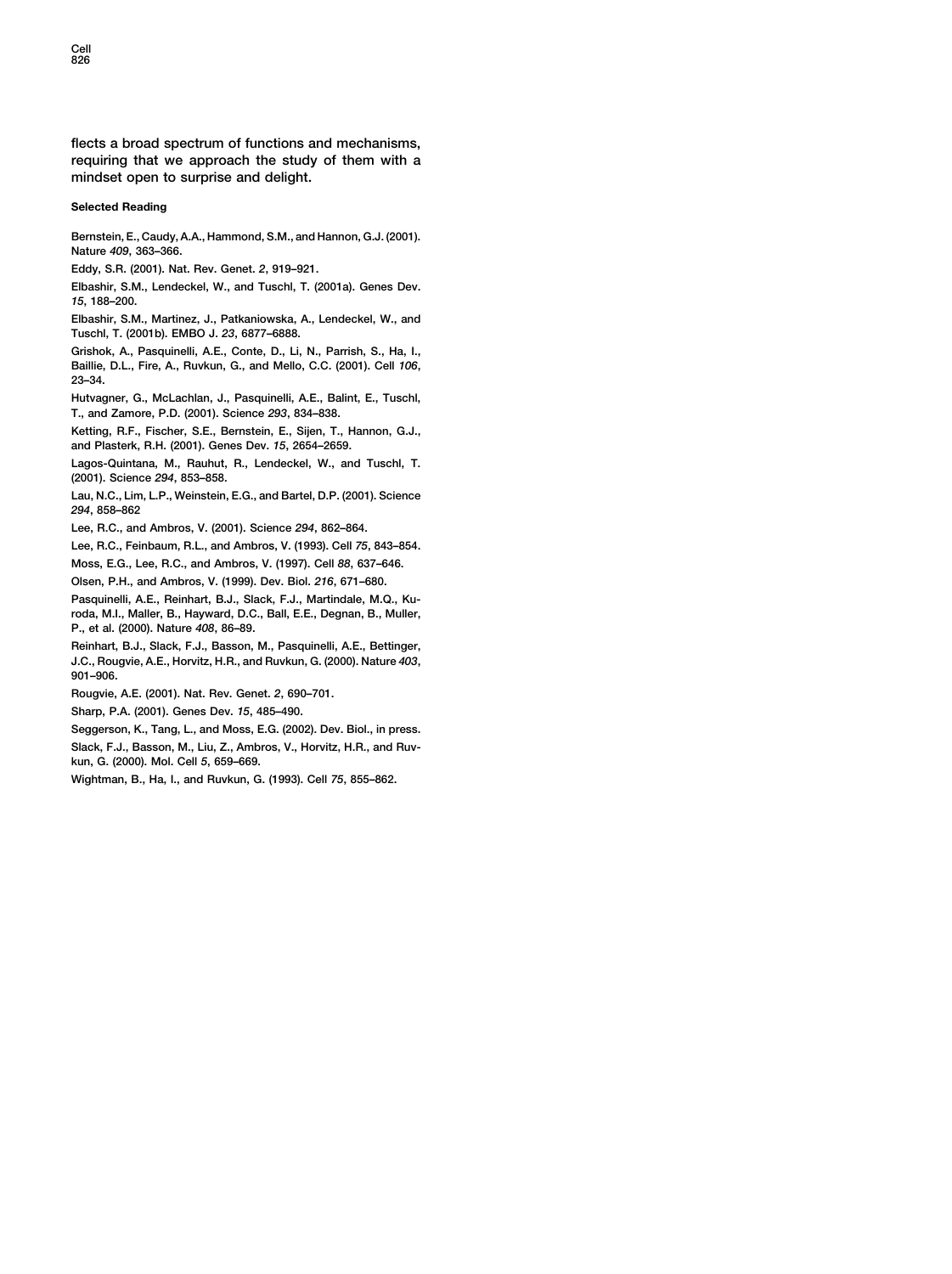flects a broad spectrum of functions and mechanisms, requiring that we approach the study of them with a mindset open to surprise and delight.

#### Selected Reading

Bernstein, E., Caudy, A.A., Hammond, S.M., and Hannon, G.J. (2001). Nature *409*, 363–366.

Eddy, S.R. (2001). Nat. Rev. Genet. *2*, 919–921.

Elbashir, S.M., Lendeckel, W., and Tuschl, T. (2001a). Genes Dev. *15*, 188–200.

Elbashir, S.M., Martinez, J., Patkaniowska, A., Lendeckel, W., and Tuschl, T. (2001b). EMBO J. *23*, 6877–6888.

Grishok, A., Pasquinelli, A.E., Conte, D., Li, N., Parrish, S., Ha, I., Baillie, D.L., Fire, A., Ruvkun, G., and Mello, C.C. (2001). Cell *106*, 23–34.

Hutvagner, G., McLachlan, J., Pasquinelli, A.E., Balint, E., Tuschl, T., and Zamore, P.D. (2001). Science *293*, 834–838.

Ketting, R.F., Fischer, S.E., Bernstein, E., Sijen, T., Hannon, G.J., and Plasterk, R.H. (2001). Genes Dev. *15*, 2654–2659.

Lagos-Quintana, M., Rauhut, R., Lendeckel, W., and Tuschl, T. (2001). Science *294*, 853–858.

Lau, N.C., Lim, L.P., Weinstein, E.G., and Bartel, D.P. (2001). Science *294*, 858–862

Lee, R.C., and Ambros, V. (2001). Science *294*, 862–864.

Lee, R.C., Feinbaum, R.L., and Ambros, V. (1993). Cell *75*, 843–854.

Moss, E.G., Lee, R.C., and Ambros, V. (1997). Cell *88*, 637–646.

Olsen, P.H., and Ambros, V. (1999). Dev. Biol. *216*, 671–680.

Pasquinelli, A.E., Reinhart, B.J., Slack, F.J., Martindale, M.Q., Kuroda, M.I., Maller, B., Hayward, D.C., Ball, E.E., Degnan, B., Muller, P., et al. (2000). Nature *408*, 86–89.

Reinhart, B.J., Slack, F.J., Basson, M., Pasquinelli, A.E., Bettinger, J.C., Rougvie, A.E., Horvitz, H.R., and Ruvkun, G. (2000). Nature *403*, 901–906.

Rougvie, A.E. (2001). Nat. Rev. Genet. *2*, 690–701.

Sharp, P.A. (2001). Genes Dev. *15*, 485–490.

Seggerson, K., Tang, L., and Moss, E.G. (2002). Dev. Biol., in press.

Slack, F.J., Basson, M., Liu, Z., Ambros, V., Horvitz, H.R., and Ruvkun, G. (2000). Mol. Cell *5*, 659–669.

Wightman, B., Ha, I., and Ruvkun, G. (1993). Cell *75*, 855–862.